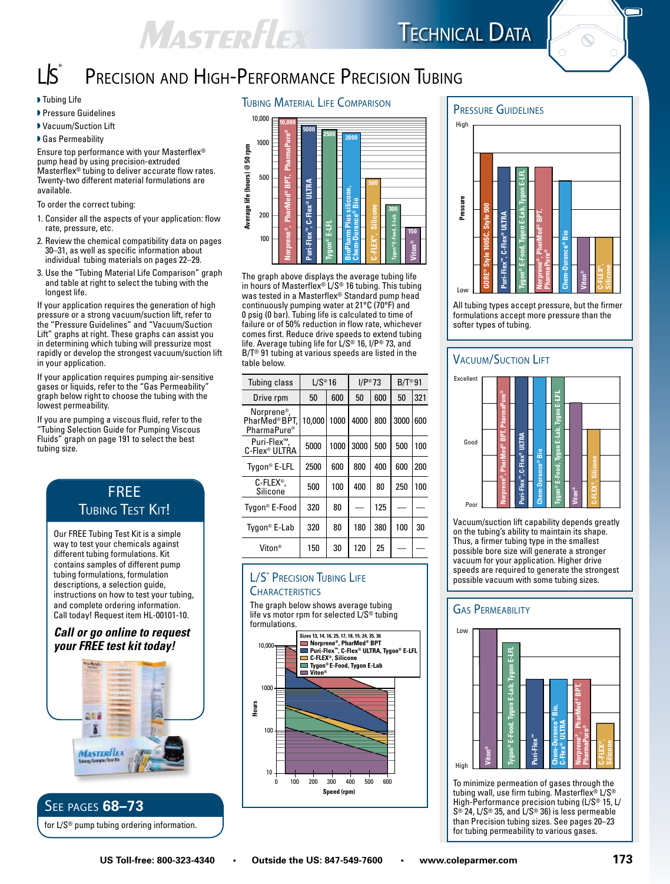# Technical Data

## L/S® Precision and High-Performance Precision Tubing

- Tubing Life
- Pressure Guidelines
- Vacuum/Suction Lift
- Gas Permeability

Ensure top performance with your Masterflex® pump head by using precision-extruded Masterflex® tubing to deliver accurate flow rates. Twenty-two different material formulations are available.

To order the correct tubing:

1. Consider all the aspects of your application: flow rate, pressure, etc.
2. Review the chemical compatibility data on pages 30–31, as well as specific information about individual tubing materials on pages 22–29.
3. Use the "Tubing Material Life Comparison" graph and table at right to select the tubing with the longest life.

If your application requires the generation of high pressure or a strong vacuum/suction lift, refer to the "Pressure Guidelines" and "Vacuum/Suction Lift" graphs at right. These graphs can assist you in determining which tubing will pressurize most rapidly or develop the strongest vacuum/suction lift in your application.

If your application requires pumping air-sensitive gases or liquids, refer to the "Gas Permeability" graph below right to choose the tubing with the lowest permeability.

If you are pumping a viscous fluid, refer to the "Tubing Selection Guide for Pumping Viscous Fluids" graph on page 191 to select the best tubing size.

### FREE Tubing Test Kit!

Our FREE Tubing Test Kit is a simple way to test your chemicals against different tubing formulations. Kit contains samples of different pump tubing formulations, formulation descriptions, a selection guide, instructions on how to test your tubing, and complete ordering information. Call today! Request item HL-00101-10.

***Call or go online to request your FREE test kit today!***

### See pages 68–73

for L/S® pump tubing ordering information.

### Tubing Material Life Comparison

Average life (hours) @ 50 rpm: Norprene®, PharMed® BPT, PharmaPure® 10,000; Puri-Flex™, C-Flex® ULTRA 5000; Tygon® E-LFL 2500; BioPharm Plus silicone, Chem-Durance® Bio 2000; C-FLEX®, Silicone 500; Tygon® E-Food, E-Lab 300; Viton® 150

The graph above displays the average tubing life in hours of Masterflex® L/S® 16 tubing. This tubing was tested in a Masterflex® Standard pump head continuously pumping water at 21°C (70°F) and 0 psig (0 bar). Tubing life is calculated to time of failure or of 50% reduction in flow rate, whichever comes first. Reduce drive speeds to extend tubing life. Average tubing life for L/S® 16, I/P® 73, and B/T® 91 tubing at various speeds are listed in the table below.

| Tubing class | L/S® 16 | | I/P® 73 | | B/T® 91 | |
|---|---|---|---|---|---|---|
| Drive rpm | 50 | 600 | 50 | 600 | 50 | 321 |
| Norprene®, PharMed® BPT, PharmaPure® | 10,000 | 1000 | 4000 | 800 | 3000 | 600 |
| Puri-Flex™, C-Flex® ULTRA | 5000 | 1000 | 3000 | 500 | 500 | 100 |
| Tygon® E-LFL | 2500 | 600 | 800 | 400 | 600 | 200 |
| C-FLEX®, Silicone | 500 | 100 | 400 | 80 | 250 | 100 |
| Tygon® E-Food | 320 | 80 | — | 125 | — | — |
| Tygon® E-Lab | 320 | 80 | 180 | 380 | 100 | 30 |
| Viton® | 150 | 30 | 120 | 25 | — | — |

### L/S® Precision Tubing Life Characteristics

The graph below shows average tubing life vs motor rpm for selected L/S® tubing formulations.

Sizes 13, 14, 16, 25, 17, 18, 15, 24, 35, 36
- Norprene®, PharMed® BPT
- Puri-Flex™, C-Flex® ULTRA, Tygon® E-LFL
- C-FLEX®, Silicone
- Tygon® E-Food, Tygon E-Lab
- Viton®

Hours (10–10,000) vs Speed (rpm) (0–600)

### Pressure Guidelines

High to Low: GORE® Style 100SC, Style 500; Puri-Flex™, C-Flex® ULTRA; Tygon® E-Food, Tygon E-Lab, Tygon E-LFL; Norprene®, PharMed® BPT, PharmaPure®; Chem-Durance® Bio; Viton®; C-FLEX®, Silicone

All tubing types accept pressure, but the firmer formulations accept more pressure than the softer types of tubing.

### Vacuum/Suction Lift

Excellent to Poor: Norprene®, PharMed® BPT, PharmaPure®; Puri-Flex™, C-Flex® ULTRA; Chem-Durance® Bio; Tygon® E-Food, Tygon E-Lab, Tygon E-LFL; Viton®; C-FLEX®, Silicone

Vacuum/suction lift capability depends greatly on the tubing's ability to maintain its shape. Thus, a firmer tubing type in the smallest possible bore size will generate a stronger vacuum for your application. Higher drive speeds are required to generate the strongest possible vacuum with some tubing sizes.

### Gas Permeability

Low to High: Viton®; Tygon® E-Food, Tygon E-Lab, Tygon E-LFL; Puri-Flex™; Chem-Durance® Bio, C-Flex® ULTRA; Norprene®, PharMed® BPT, PharmaPure®; C-FLEX®, Silicone

To minimize permeation of gases through the tubing wall, use firm tubing. Masterflex® L/S® High-Performance precision tubing (L/S® 15, L/S® 24, L/S® 35, and L/S® 36) is less permeable than Precision tubing sizes. See pages 20–23 for tubing permeability to various gases.

US Toll-free: 800-323-4340 • Outside the US: 847-549-7600 • www.coleparmer.com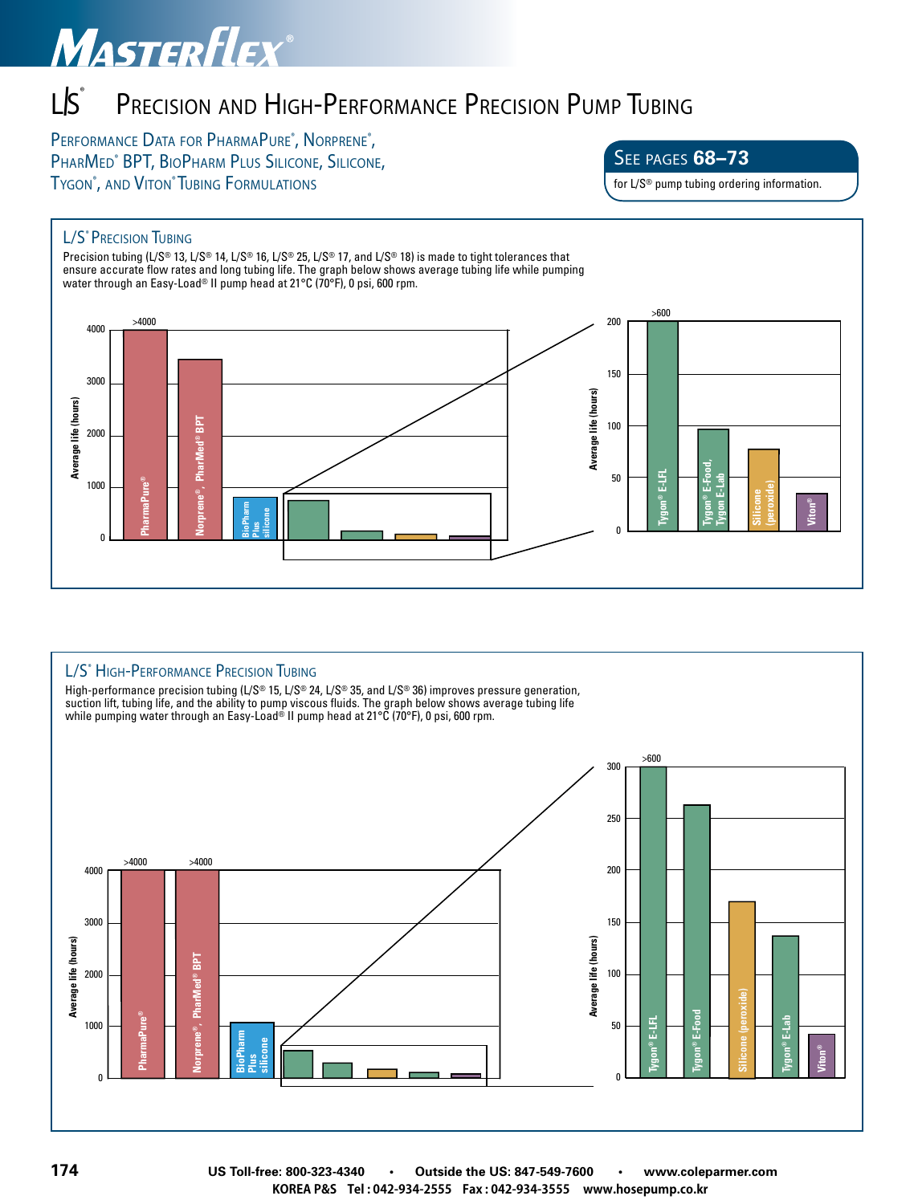# L/S® Precision and High-Performance Precision Pump Tubing

## Performance Data for PharmaPure®, Norprene®, PharMed® BPT, BioPharm Plus Silicone, Silicone, Tygon®, and Viton® Tubing Formulations

**See pages 68–73** for L/S® pump tubing ordering information.

### L/S® Precision Tubing

Precision tubing (L/S® 13, L/S® 14, L/S® 16, L/S® 25, L/S® 17, and L/S® 18) is made to tight tolerances that ensure accurate flow rates and long tubing life. The graph below shows average tubing life while pumping water through an Easy-Load® II pump head at 21°C (70°F), 0 psi, 600 rpm.

| Tubing | Average life (hours) |
|---|---|
| PharmaPure® | >4000 |
| Norprene®, PharMed® BPT | ~3450 |
| BioPharm Plus silicone | ~800 |
| Tygon® E-LFL | >600 |
| Tygon® E-Food, Tygon E-Lab | ~97 |
| Silicone (peroxide) | ~78 |
| Viton® | ~36 |

### L/S® High-Performance Precision Tubing

High-performance precision tubing (L/S® 15, L/S® 24, L/S® 35, and L/S® 36) improves pressure generation, suction lift, tubing life, and the ability to pump viscous fluids. The graph below shows average tubing life while pumping water through an Easy-Load® II pump head at 21°C (70°F), 0 psi, 600 rpm.

| Tubing | Average life (hours) |
|---|---|
| PharmaPure® | >4000 |
| Norprene®, PharMed® BPT | >4000 |
| BioPharm Plus silicone | ~1070 |
| Tygon® E-LFL | >600 |
| Tygon® E-Food | ~263 |
| Silicone (peroxide) | ~170 |
| Tygon® E-Lab | ~137 |
| Viton® | ~42 |

US Toll-free: 800-323-4340 • Outside the US: 847-549-7600 • www.coleparmer.com

KOREA P&S Tel : 042-934-2555 Fax : 042-934-3555 www.hosepump.co.kr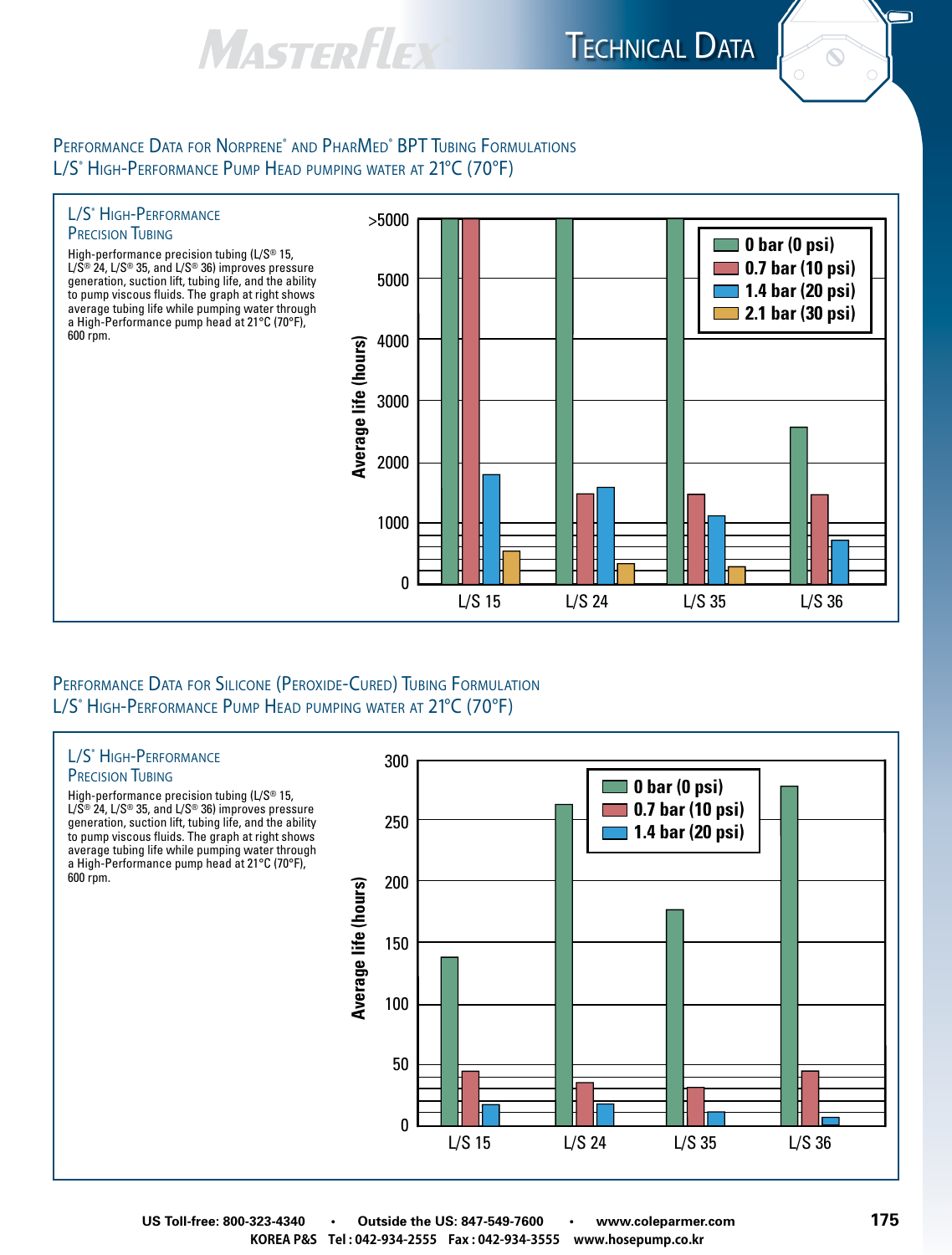# Technical Data

## Performance Data for Norprene® and PharMed® BPT Tubing Formulations
## L/S® High-Performance Pump Head pumping water at 21°C (70°F)

### L/S® High-Performance Precision Tubing

High-performance precision tubing (L/S® 15, L/S® 24, L/S® 35, and L/S® 36) improves pressure generation, suction lift, tubing life, and the ability to pump viscous fluids. The graph at right shows average tubing life while pumping water through a High-Performance pump head at 21°C (70°F), 600 rpm.

Average life (hours)

>5000
5000
4000
3000
2000
1000
0

L/S 15
L/S 24
L/S 35
L/S 36

0 bar (0 psi)
0.7 bar (10 psi)
1.4 bar (20 psi)
2.1 bar (30 psi)

## Performance Data for Silicone (Peroxide-Cured) Tubing Formulation
## L/S® High-Performance Pump Head pumping water at 21°C (70°F)

### L/S® High-Performance Precision Tubing

High-performance precision tubing (L/S® 15, L/S® 24, L/S® 35, and L/S® 36) improves pressure generation, suction lift, tubing life, and the ability to pump viscous fluids. The graph at right shows average tubing life while pumping water through a High-Performance pump head at 21°C (70°F), 600 rpm.

Average life (hours)

300
250
200
150
100
50
0

L/S 15
L/S 24
L/S 35
L/S 36

0 bar (0 psi)
0.7 bar (10 psi)
1.4 bar (20 psi)

US Toll-free: 800-323-4340 • Outside the US: 847-549-7600 • www.coleparmer.com

KOREA P&S Tel : 042-934-2555 Fax : 042-934-3555 www.hosepump.co.kr